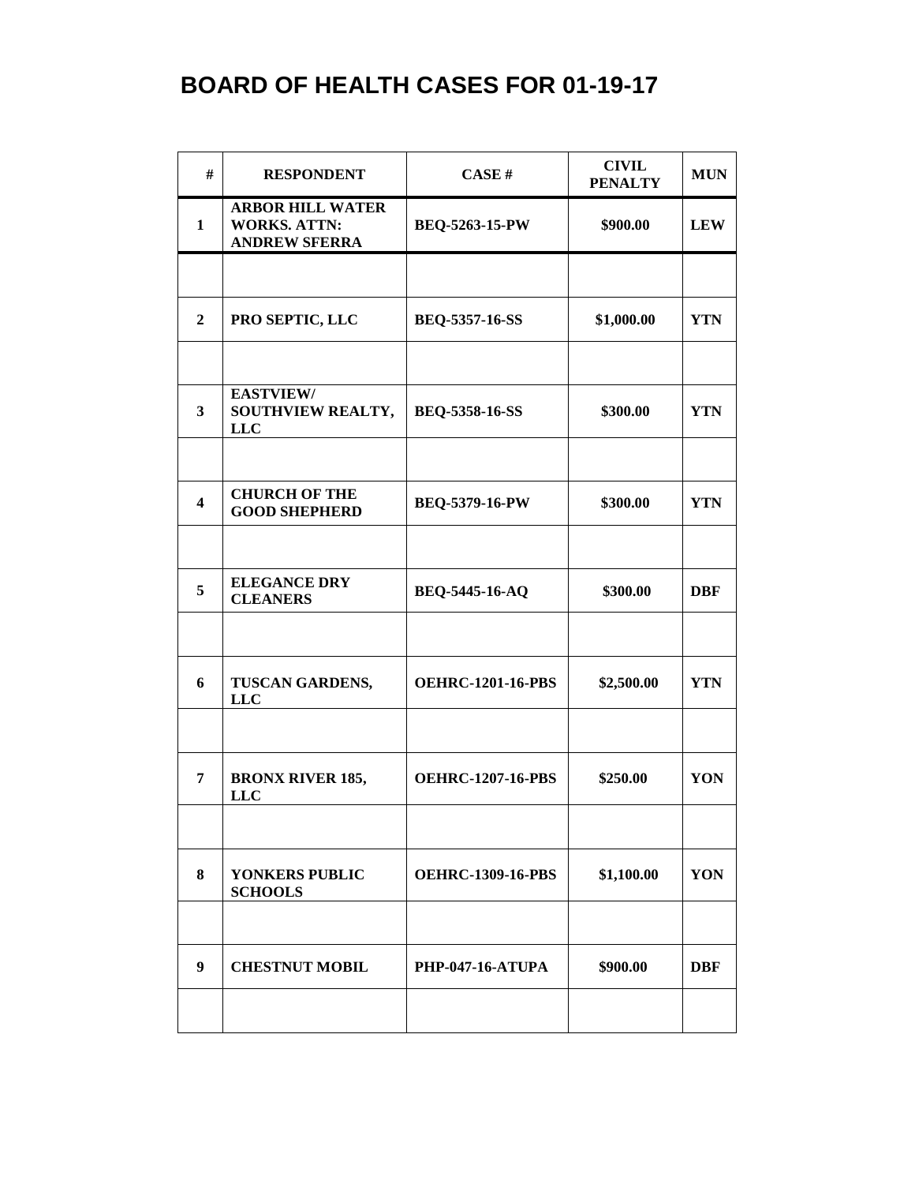# BOARD OF HEALTH CASES FOR 01-19-17

| # | RESPONDENT | CASE # | CIVIL PENALTY | MUN |
|---|---|---|---|---|
| 1 | ARBOR HILL WATER WORKS. ATTN: ANDREW SFERRA | BEQ-5263-15-PW | $900.00 | LEW |
| | | | | |
| 2 | PRO SEPTIC, LLC | BEQ-5357-16-SS | $1,000.00 | YTN |
| | | | | |
| 3 | EASTVIEW/ SOUTHVIEW REALTY, LLC | BEQ-5358-16-SS | $300.00 | YTN |
| | | | | |
| 4 | CHURCH OF THE GOOD SHEPHERD | BEQ-5379-16-PW | $300.00 | YTN |
| | | | | |
| 5 | ELEGANCE DRY CLEANERS | BEQ-5445-16-AQ | $300.00 | DBF |
| | | | | |
| 6 | TUSCAN GARDENS, LLC | OEHRC-1201-16-PBS | $2,500.00 | YTN |
| | | | | |
| 7 | BRONX RIVER 185, LLC | OEHRC-1207-16-PBS | $250.00 | YON |
| | | | | |
| 8 | YONKERS PUBLIC SCHOOLS | OEHRC-1309-16-PBS | $1,100.00 | YON |
| | | | | |
| 9 | CHESTNUT MOBIL | PHP-047-16-ATUPA | $900.00 | DBF |
| | | | | |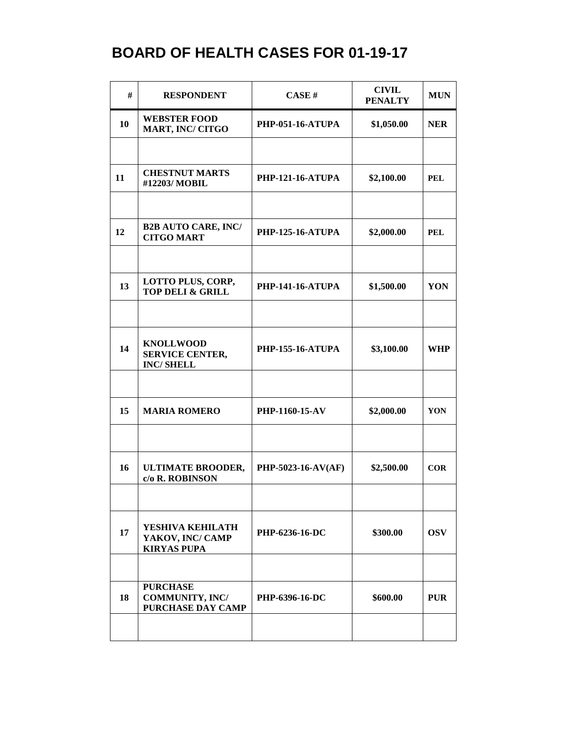# BOARD OF HEALTH CASES FOR 01-19-17

| # | RESPONDENT | CASE # | CIVIL PENALTY | MUN |
|---|---|---|---|---|
| 10 | WEBSTER FOOD MART, INC/ CITGO | PHP-051-16-ATUPA | $1,050.00 | NER |
| | | | | |
| 11 | CHESTNUT MARTS #12203/ MOBIL | PHP-121-16-ATUPA | $2,100.00 | PEL |
| | | | | |
| 12 | B2B AUTO CARE, INC/ CITGO MART | PHP-125-16-ATUPA | $2,000.00 | PEL |
| | | | | |
| 13 | LOTTO PLUS, CORP, TOP DELI & GRILL | PHP-141-16-ATUPA | $1,500.00 | YON |
| | | | | |
| 14 | KNOLLWOOD SERVICE CENTER, INC/ SHELL | PHP-155-16-ATUPA | $3,100.00 | WHP |
| | | | | |
| 15 | MARIA ROMERO | PHP-1160-15-AV | $2,000.00 | YON |
| | | | | |
| 16 | ULTIMATE BROODER, c/o R. ROBINSON | PHP-5023-16-AV(AF) | $2,500.00 | COR |
| | | | | |
| 17 | YESHIVA KEHILATH YAKOV, INC/ CAMP KIRYAS PUPA | PHP-6236-16-DC | $300.00 | OSV |
| | | | | |
| 18 | PURCHASE COMMUNITY, INC/ PURCHASE DAY CAMP | PHP-6396-16-DC | $600.00 | PUR |
| | | | | |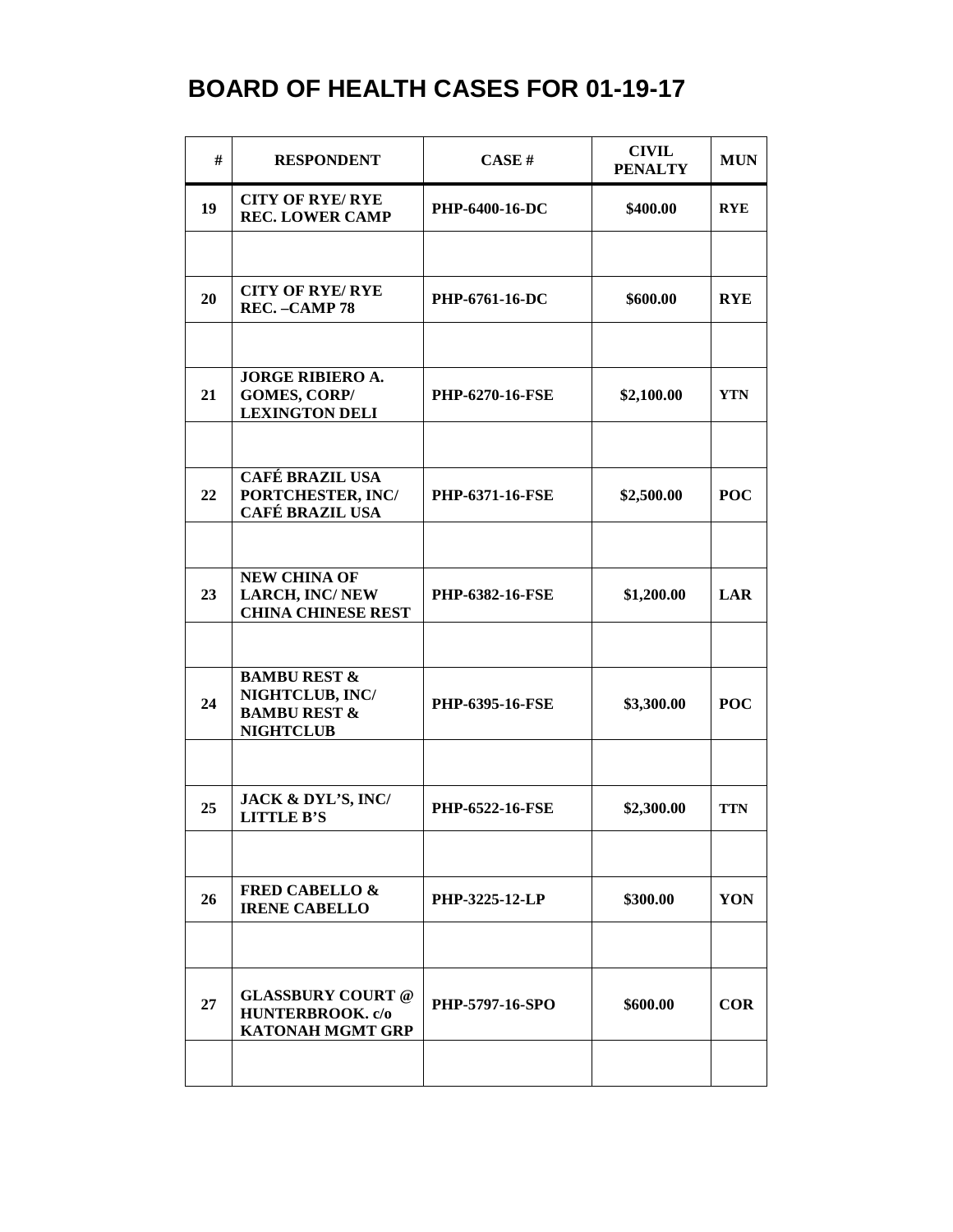# BOARD OF HEALTH CASES FOR 01-19-17

| # | RESPONDENT | CASE # | CIVIL PENALTY | MUN |
|---|---|---|---|---|
| 19 | CITY OF RYE/ RYE REC. LOWER CAMP | PHP-6400-16-DC | $400.00 | RYE |
| | | | | |
| 20 | CITY OF RYE/ RYE REC. –CAMP 78 | PHP-6761-16-DC | $600.00 | RYE |
| | | | | |
| 21 | JORGE RIBIERO A. GOMES, CORP/ LEXINGTON DELI | PHP-6270-16-FSE | $2,100.00 | YTN |
| | | | | |
| 22 | CAFÉ BRAZIL USA PORTCHESTER, INC/ CAFÉ BRAZIL USA | PHP-6371-16-FSE | $2,500.00 | POC |
| | | | | |
| 23 | NEW CHINA OF LARCH, INC/ NEW CHINA CHINESE REST | PHP-6382-16-FSE | $1,200.00 | LAR |
| | | | | |
| 24 | BAMBU REST & NIGHTCLUB, INC/ BAMBU REST & NIGHTCLUB | PHP-6395-16-FSE | $3,300.00 | POC |
| | | | | |
| 25 | JACK & DYL'S, INC/ LITTLE B'S | PHP-6522-16-FSE | $2,300.00 | TTN |
| | | | | |
| 26 | FRED CABELLO & IRENE CABELLO | PHP-3225-12-LP | $300.00 | YON |
| | | | | |
| 27 | GLASSBURY COURT @ HUNTERBROOK. c/o KATONAH MGMT GRP | PHP-5797-16-SPO | $600.00 | COR |
| | | | | |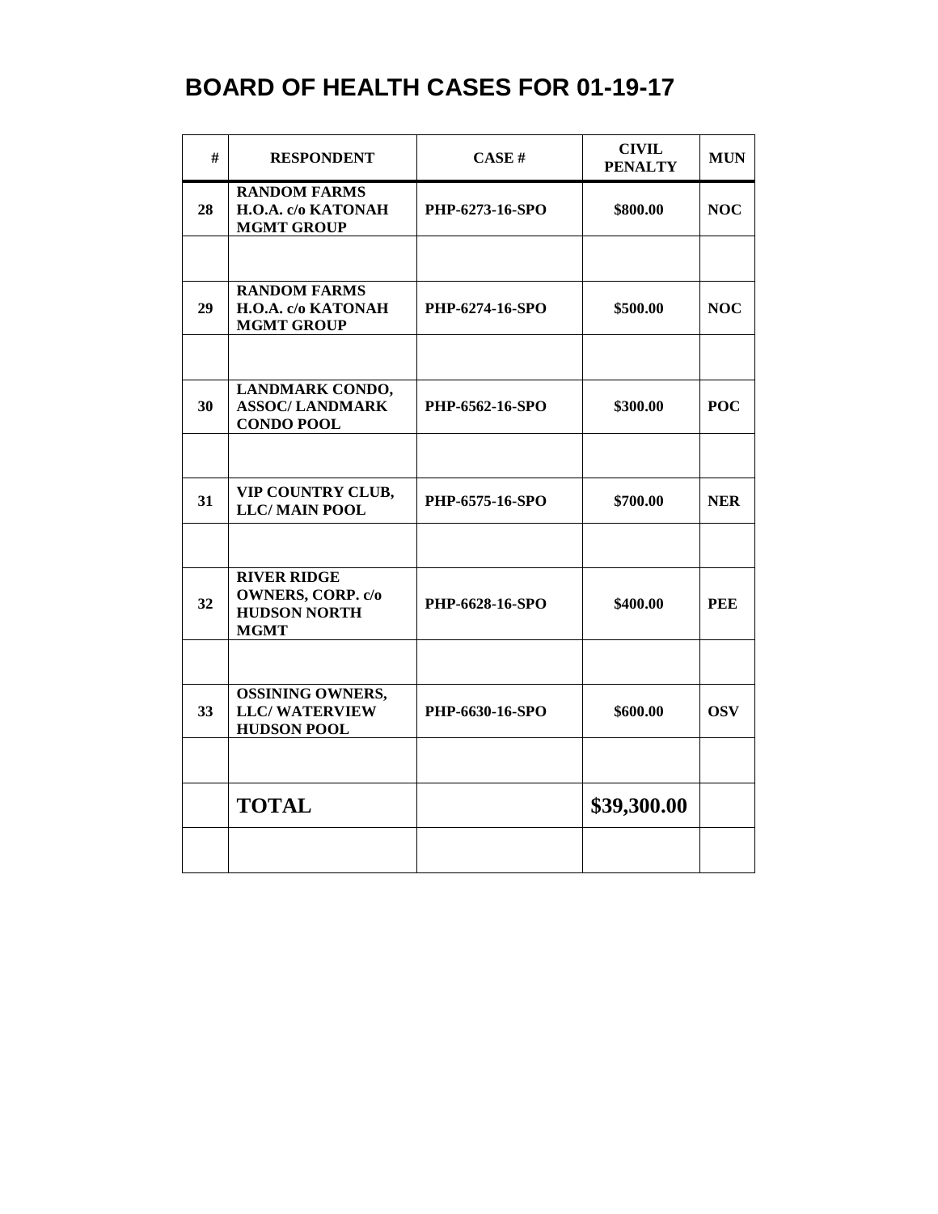# BOARD OF HEALTH CASES FOR 01-19-17

| # | RESPONDENT | CASE # | CIVIL PENALTY | MUN |
|---|---|---|---|---|
| 28 | RANDOM FARMS H.O.A. c/o KATONAH MGMT GROUP | PHP-6273-16-SPO | $800.00 | NOC |
| | | | | |
| 29 | RANDOM FARMS H.O.A. c/o KATONAH MGMT GROUP | PHP-6274-16-SPO | $500.00 | NOC |
| | | | | |
| 30 | LANDMARK CONDO, ASSOC/ LANDMARK CONDO POOL | PHP-6562-16-SPO | $300.00 | POC |
| | | | | |
| 31 | VIP COUNTRY CLUB, LLC/ MAIN POOL | PHP-6575-16-SPO | $700.00 | NER |
| | | | | |
| 32 | RIVER RIDGE OWNERS, CORP. c/o HUDSON NORTH MGMT | PHP-6628-16-SPO | $400.00 | PEE |
| | | | | |
| 33 | OSSINING OWNERS, LLC/ WATERVIEW HUDSON POOL | PHP-6630-16-SPO | $600.00 | OSV |
| | | | | |
| | **TOTAL** | | **$39,300.00** | |
| | | | | |